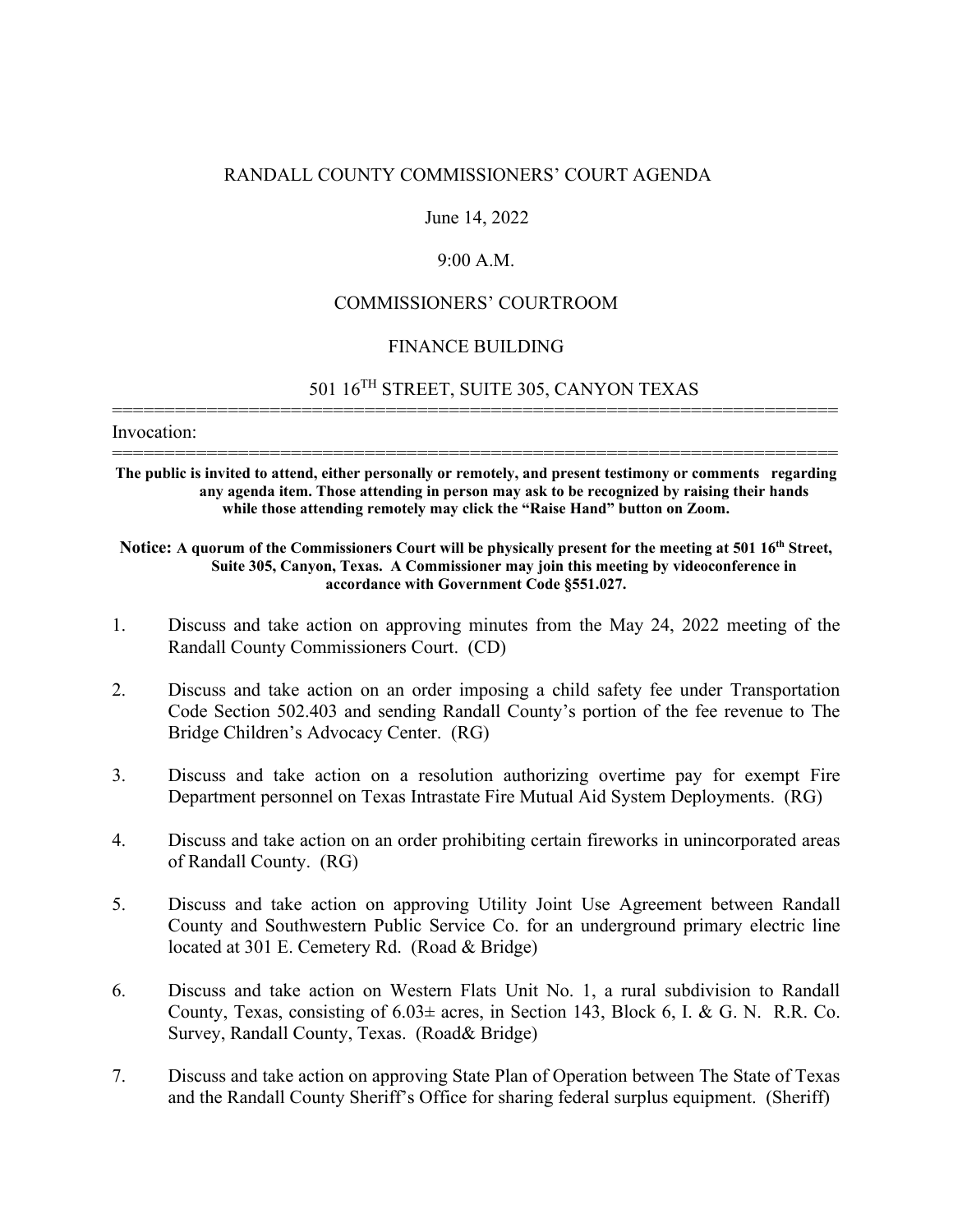# RANDALL COUNTY COMMISSIONERS' COURT AGENDA

June 14, 2022

9:00 A.M.

COMMISSIONERS' COURTROOM

FINANCE BUILDING

501 16TH STREET, SUITE 305, CANYON TEXAS

---

Invocation:

---

**The public is invited to attend, either personally or remotely, and present testimony or comments regarding any agenda item. Those attending in person may ask to be recognized by raising their hands while those attending remotely may click the "Raise Hand" button on Zoom.**

**Notice: A quorum of the Commissioners Court will be physically present for the meeting at 501 16th Street, Suite 305, Canyon, Texas. A Commissioner may join this meeting by videoconference in accordance with Government Code §551.027.**

1. Discuss and take action on approving minutes from the May 24, 2022 meeting of the Randall County Commissioners Court. (CD)

2. Discuss and take action on an order imposing a child safety fee under Transportation Code Section 502.403 and sending Randall County's portion of the fee revenue to The Bridge Children's Advocacy Center. (RG)

3. Discuss and take action on a resolution authorizing overtime pay for exempt Fire Department personnel on Texas Intrastate Fire Mutual Aid System Deployments. (RG)

4. Discuss and take action on an order prohibiting certain fireworks in unincorporated areas of Randall County. (RG)

5. Discuss and take action on approving Utility Joint Use Agreement between Randall County and Southwestern Public Service Co. for an underground primary electric line located at 301 E. Cemetery Rd. (Road & Bridge)

6. Discuss and take action on Western Flats Unit No. 1, a rural subdivision to Randall County, Texas, consisting of 6.03± acres, in Section 143, Block 6, I. & G. N. R.R. Co. Survey, Randall County, Texas. (Road& Bridge)

7. Discuss and take action on approving State Plan of Operation between The State of Texas and the Randall County Sheriff's Office for sharing federal surplus equipment. (Sheriff)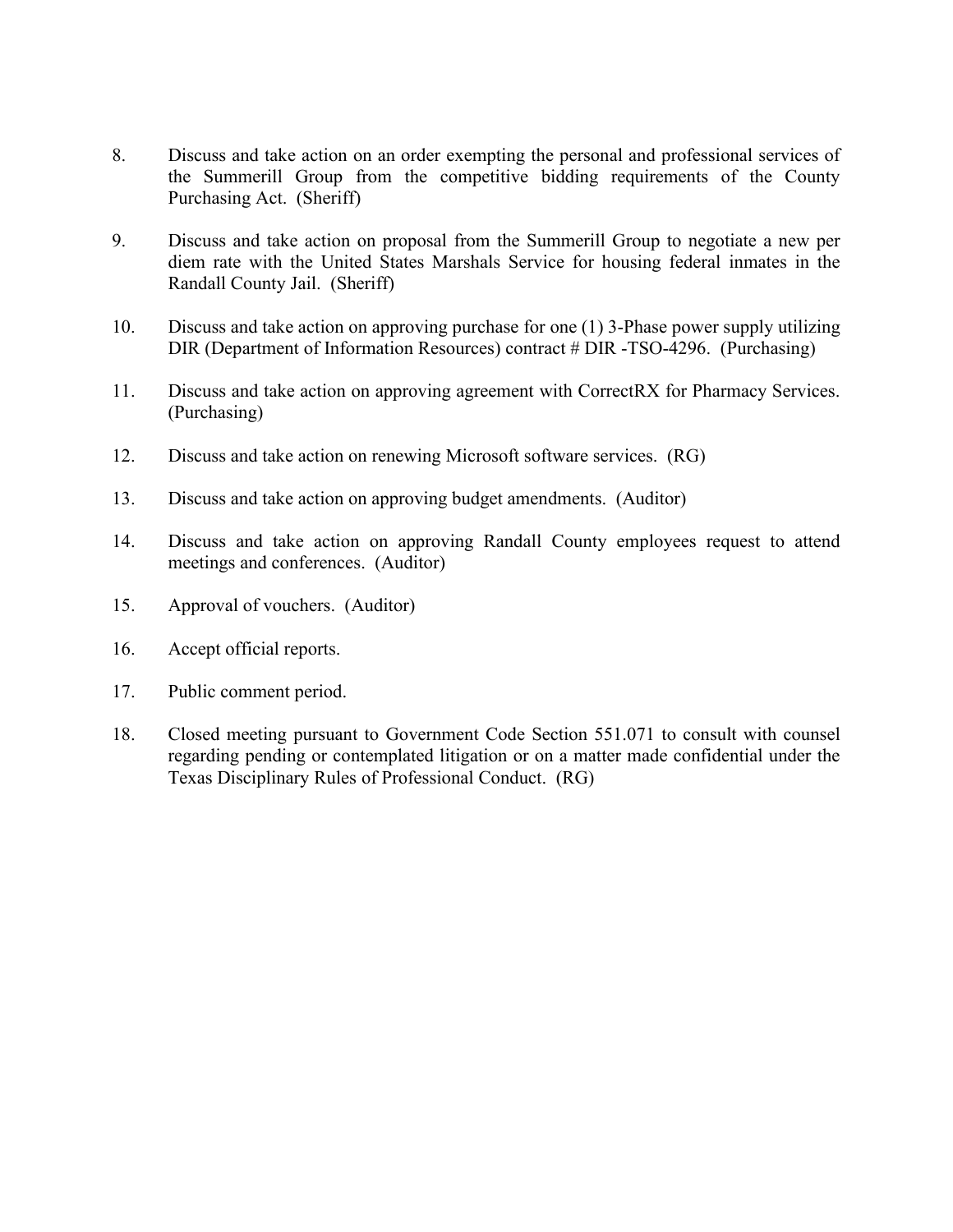8. Discuss and take action on an order exempting the personal and professional services of the Summerill Group from the competitive bidding requirements of the County Purchasing Act. (Sheriff)

9. Discuss and take action on proposal from the Summerill Group to negotiate a new per diem rate with the United States Marshals Service for housing federal inmates in the Randall County Jail. (Sheriff)

10. Discuss and take action on approving purchase for one (1) 3-Phase power supply utilizing DIR (Department of Information Resources) contract # DIR -TSO-4296. (Purchasing)

11. Discuss and take action on approving agreement with CorrectRX for Pharmacy Services. (Purchasing)

12. Discuss and take action on renewing Microsoft software services. (RG)

13. Discuss and take action on approving budget amendments. (Auditor)

14. Discuss and take action on approving Randall County employees request to attend meetings and conferences. (Auditor)

15. Approval of vouchers. (Auditor)

16. Accept official reports.

17. Public comment period.

18. Closed meeting pursuant to Government Code Section 551.071 to consult with counsel regarding pending or contemplated litigation or on a matter made confidential under the Texas Disciplinary Rules of Professional Conduct. (RG)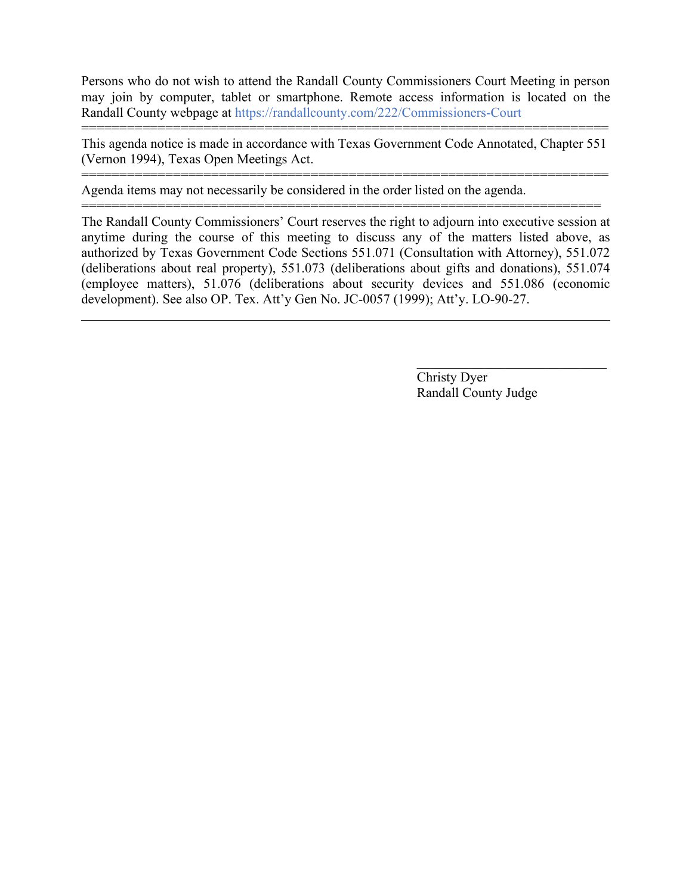Persons who do not wish to attend the Randall County Commissioners Court Meeting in person may join by computer, tablet or smartphone. Remote access information is located on the Randall County webpage at https://randallcounty.com/222/Commissioners-Court

======================================================================

This agenda notice is made in accordance with Texas Government Code Annotated, Chapter 551 (Vernon 1994), Texas Open Meetings Act.

======================================================================

Agenda items may not necessarily be considered in the order listed on the agenda.

======================================================================

The Randall County Commissioners' Court reserves the right to adjourn into executive session at anytime during the course of this meeting to discuss any of the matters listed above, as authorized by Texas Government Code Sections 551.071 (Consultation with Attorney), 551.072 (deliberations about real property), 551.073 (deliberations about gifts and donations), 551.074 (employee matters), 51.076 (deliberations about security devices and 551.086 (economic development). See also OP. Tex. Att'y Gen No. JC-0057 (1999); Att'y. LO-90-27.

---

\_\_\_\_\_\_\_\_\_\_\_\_\_\_\_\_\_\_\_\_\_\_\_\_\_\_\_\_

Christy Dyer
Randall County Judge